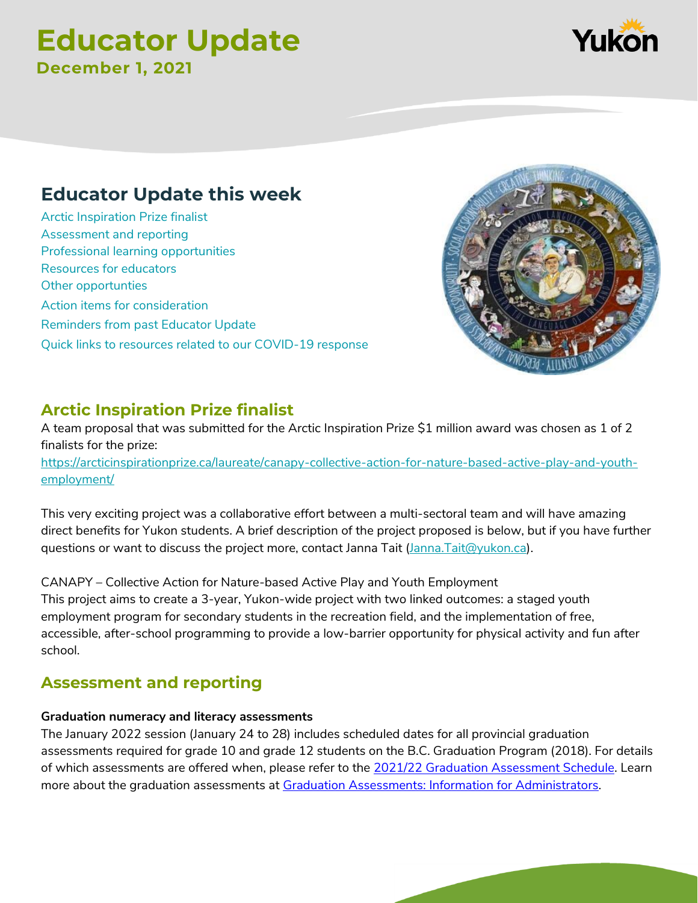# Educator Update

**December 1, 2021**

## Educator Update this week

- Arctic Inspiration Prize finalist
- Assessment and reporting
- Professional learning opportunities
- Resources for educators
- Other opportunties
- Action items for consideration
- Reminders from past Educator Update
- Quick links to resources related to our COVID-19 response

## Arctic Inspiration Prize finalist

A team proposal that was submitted for the Arctic Inspiration Prize $1 million award was chosen as 1 of 2 finalists for the prize:
https://arcticinspirationprize.ca/laureate/canapy-collective-action-for-nature-based-active-play-and-youth-employment/

This very exciting project was a collaborative effort between a multi-sectoral team and will have amazing direct benefits for Yukon students. A brief description of the project proposed is below, but if you have further questions or want to discuss the project more, contact Janna Tait (Janna.Tait@yukon.ca).

CANAPY – Collective Action for Nature-based Active Play and Youth Employment
This project aims to create a 3-year, Yukon-wide project with two linked outcomes: a staged youth employment program for secondary students in the recreation field, and the implementation of free, accessible, after-school programming to provide a low-barrier opportunity for physical activity and fun after school.

## Assessment and reporting

**Graduation numeracy and literacy assessments**

The January 2022 session (January 24 to 28) includes scheduled dates for all provincial graduation assessments required for grade 10 and grade 12 students on the B.C. Graduation Program (2018). For details of which assessments are offered when, please refer to the 2021/22 Graduation Assessment Schedule. Learn more about the graduation assessments at Graduation Assessments: Information for Administrators.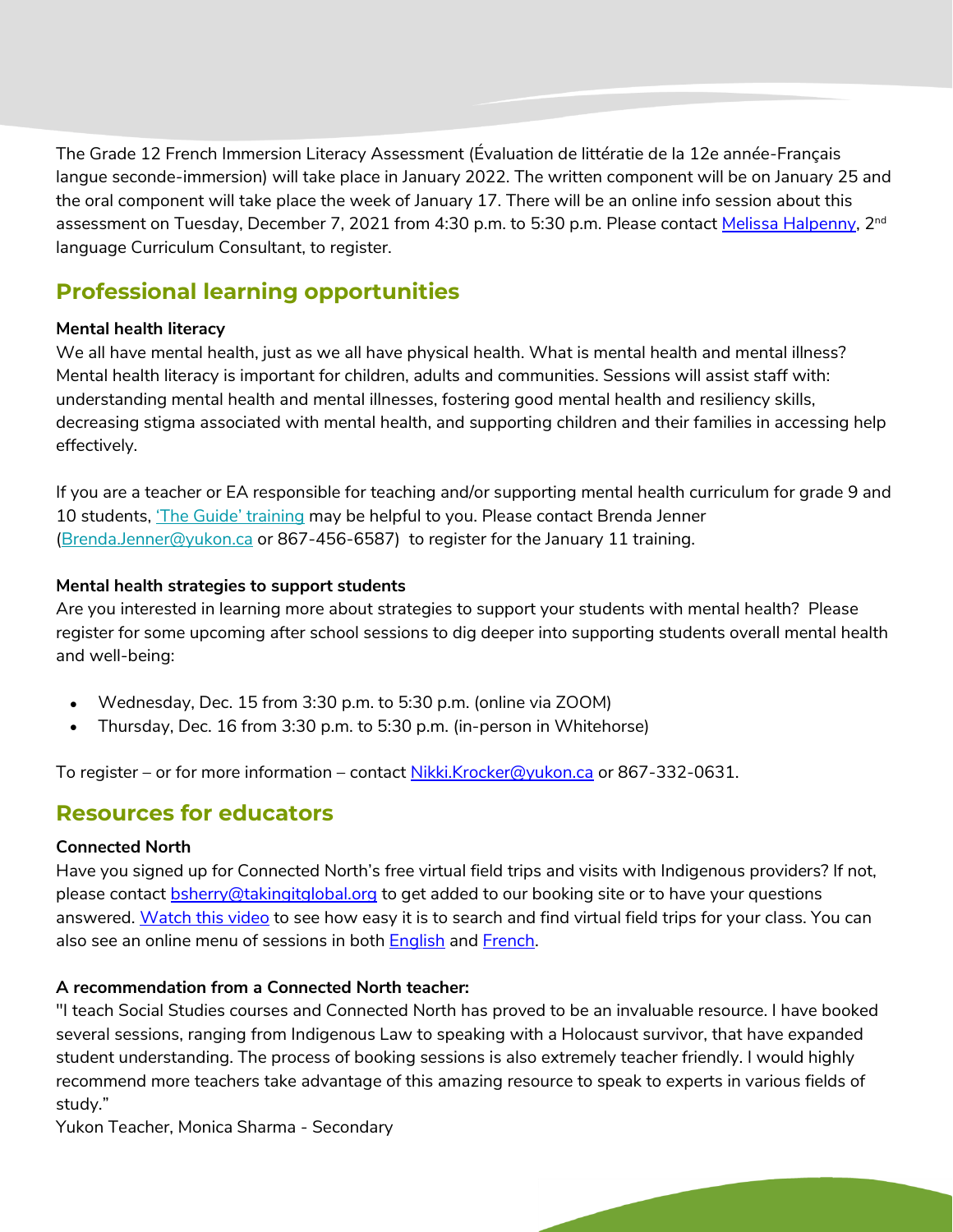The Grade 12 French Immersion Literacy Assessment (Évaluation de littératie de la 12e année-Français langue seconde-immersion) will take place in January 2022. The written component will be on January 25 and the oral component will take place the week of January 17. There will be an online info session about this assessment on Tuesday, December 7, 2021 from 4:30 p.m. to 5:30 p.m. Please contact Melissa Halpenny, 2nd language Curriculum Consultant, to register.

## Professional learning opportunities

**Mental health literacy**

We all have mental health, just as we all have physical health. What is mental health and mental illness? Mental health literacy is important for children, adults and communities. Sessions will assist staff with: understanding mental health and mental illnesses, fostering good mental health and resiliency skills, decreasing stigma associated with mental health, and supporting children and their families in accessing help effectively.

If you are a teacher or EA responsible for teaching and/or supporting mental health curriculum for grade 9 and 10 students, 'The Guide' training may be helpful to you. Please contact Brenda Jenner (Brenda.Jenner@yukon.ca or 867-456-6587) to register for the January 11 training.

**Mental health strategies to support students**

Are you interested in learning more about strategies to support your students with mental health? Please register for some upcoming after school sessions to dig deeper into supporting students overall mental health and well-being:

- Wednesday, Dec. 15 from 3:30 p.m. to 5:30 p.m. (online via ZOOM)
- Thursday, Dec. 16 from 3:30 p.m. to 5:30 p.m. (in-person in Whitehorse)

To register – or for more information – contact Nikki.Krocker@yukon.ca or 867-332-0631.

## Resources for educators

**Connected North**

Have you signed up for Connected North's free virtual field trips and visits with Indigenous providers? If not, please contact bsherry@takingitglobal.org to get added to our booking site or to have your questions answered. Watch this video to see how easy it is to search and find virtual field trips for your class. You can also see an online menu of sessions in both English and French.

**A recommendation from a Connected North teacher:**

"I teach Social Studies courses and Connected North has proved to be an invaluable resource. I have booked several sessions, ranging from Indigenous Law to speaking with a Holocaust survivor, that have expanded student understanding. The process of booking sessions is also extremely teacher friendly. I would highly recommend more teachers take advantage of this amazing resource to speak to experts in various fields of study."

Yukon Teacher, Monica Sharma - Secondary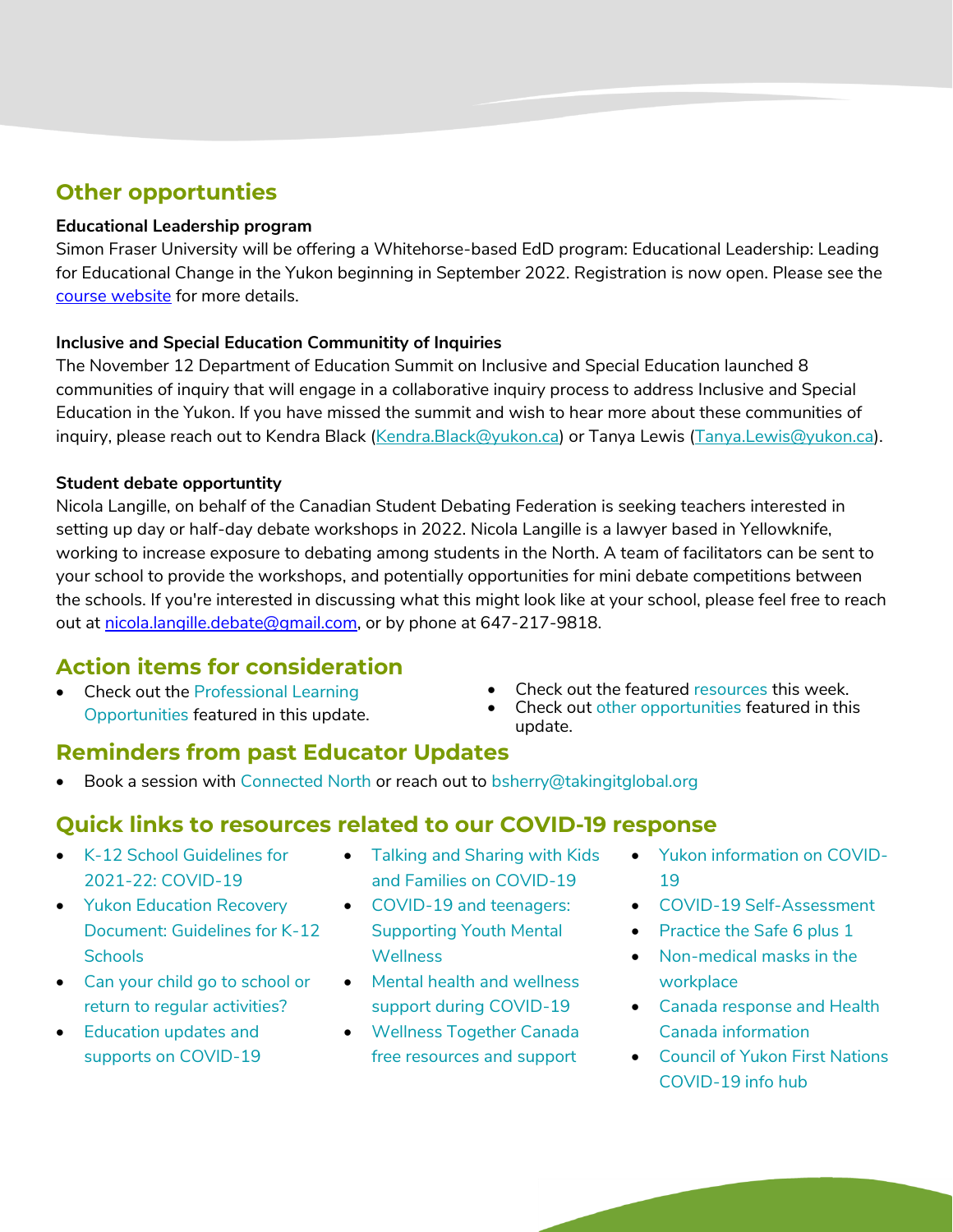## Other opportunities

**Educational Leadership program**

Simon Fraser University will be offering a Whitehorse-based EdD program: Educational Leadership: Leading for Educational Change in the Yukon beginning in September 2022. Registration is now open. Please see the course website for more details.

**Inclusive and Special Education Commmunitity of Inquiries**

The November 12 Department of Education Summit on Inclusive and Special Education launched 8 communities of inquiry that will engage in a collaborative inquiry process to address Inclusive and Special Education in the Yukon. If you have missed the summit and wish to hear more about these communities of inquiry, please reach out to Kendra Black (Kendra.Black@yukon.ca) or Tanya Lewis (Tanya.Lewis@yukon.ca).

**Student debate opportuntity**

Nicola Langille, on behalf of the Canadian Student Debating Federation is seeking teachers interested in setting up day or half-day debate workshops in 2022. Nicola Langille is a lawyer based in Yellowknife, working to increase exposure to debating among students in the North. A team of facilitators can be sent to your school to provide the workshops, and potentially opportunities for mini debate competitions between the schools. If you're interested in discussing what this might look like at your school, please feel free to reach out at nicola.langille.debate@gmail.com, or by phone at 647-217-9818.

## Action items for consideration

- Check out the Professional Learning Opportunities featured in this update.
- Check out the featured resources this week.
- Check out other opportunities featured in this update.

## Reminders from past Educator Updates

- Book a session with Connected North or reach out to bsherry@takingitglobal.org

## Quick links to resources related to our COVID-19 response

- K-12 School Guidelines for 2021-22: COVID-19
- Yukon Education Recovery Document: Guidelines for K-12 Schools
- Can your child go to school or return to regular activities?
- Education updates and supports on COVID-19
- Talking and Sharing with Kids and Families on COVID-19
- COVID-19 and teenagers: Supporting Youth Mental Wellness
- Mental health and wellness support during COVID-19
- Wellness Together Canada free resources and support
- Yukon information on COVID-19
- COVID-19 Self-Assessment
- Practice the Safe 6 plus 1
- Non-medical masks in the workplace
- Canada response and Health Canada information
- Council of Yukon First Nations COVID-19 info hub